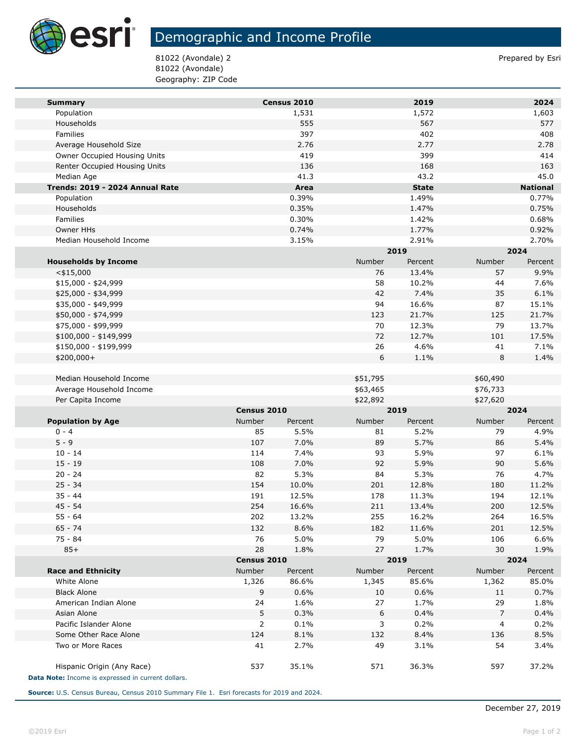# Demographic and Income Profile

81022 (Avondale) 2
81022 (Avondale)
Geography: ZIP Code

Prepared by Esri

| Summary | Census 2010 | 2019 | 2024 |
|---|---|---|---|
| Population | 1,531 | 1,572 | 1,603 |
| Households | 555 | 567 | 577 |
| Families | 397 | 402 | 408 |
| Average Household Size | 2.76 | 2.77 | 2.78 |
| Owner Occupied Housing Units | 419 | 399 | 414 |
| Renter Occupied Housing Units | 136 | 168 | 163 |
| Median Age | 41.3 | 43.2 | 45.0 |

| Trends: 2019 - 2024 Annual Rate | Area | State | National |
|---|---|---|---|
| Population | 0.39% | 1.49% | 0.77% |
| Households | 0.35% | 1.47% | 0.75% |
| Families | 0.30% | 1.42% | 0.68% |
| Owner HHs | 0.74% | 1.77% | 0.92% |
| Median Household Income | 3.15% | 2.91% | 2.70% |

| | 2019 | | 2024 | |
|---|---|---|---|---|
| Households by Income | Number | Percent | Number | Percent |
| <$15,000 | 76 | 13.4% | 57 | 9.9% |
| $15,000 - $24,999 | 58 | 10.2% | 44 | 7.6% |
| $25,000 - $34,999 | 42 | 7.4% | 35 | 6.1% |
| $35,000 - $49,999 | 94 | 16.6% | 87 | 15.1% |
| $50,000 - $74,999 | 123 | 21.7% | 125 | 21.7% |
| $75,000 - $99,999 | 70 | 12.3% | 79 | 13.7% |
| $100,000 - $149,999 | 72 | 12.7% | 101 | 17.5% |
| $150,000 - $199,999 | 26 | 4.6% | 41 | 7.1% |
| $200,000+ | 6 | 1.1% | 8 | 1.4% |
| | | | | |
| Median Household Income | $51,795 | | $60,490 | |
| Average Household Income | $63,465 | | $76,733 | |
| Per Capita Income | $22,892 | | $27,620 | |

| | Census 2010 | | 2019 | | 2024 | |
|---|---|---|---|---|---|---|
| Population by Age | Number | Percent | Number | Percent | Number | Percent |
| 0 - 4 | 85 | 5.5% | 81 | 5.2% | 79 | 4.9% |
| 5 - 9 | 107 | 7.0% | 89 | 5.7% | 86 | 5.4% |
| 10 - 14 | 114 | 7.4% | 93 | 5.9% | 97 | 6.1% |
| 15 - 19 | 108 | 7.0% | 92 | 5.9% | 90 | 5.6% |
| 20 - 24 | 82 | 5.3% | 84 | 5.3% | 76 | 4.7% |
| 25 - 34 | 154 | 10.0% | 201 | 12.8% | 180 | 11.2% |
| 35 - 44 | 191 | 12.5% | 178 | 11.3% | 194 | 12.1% |
| 45 - 54 | 254 | 16.6% | 211 | 13.4% | 200 | 12.5% |
| 55 - 64 | 202 | 13.2% | 255 | 16.2% | 264 | 16.5% |
| 65 - 74 | 132 | 8.6% | 182 | 11.6% | 201 | 12.5% |
| 75 - 84 | 76 | 5.0% | 79 | 5.0% | 106 | 6.6% |
| 85+ | 28 | 1.8% | 27 | 1.7% | 30 | 1.9% |

| | Census 2010 | | 2019 | | 2024 | |
|---|---|---|---|---|---|---|
| Race and Ethnicity | Number | Percent | Number | Percent | Number | Percent |
| White Alone | 1,326 | 86.6% | 1,345 | 85.6% | 1,362 | 85.0% |
| Black Alone | 9 | 0.6% | 10 | 0.6% | 11 | 0.7% |
| American Indian Alone | 24 | 1.6% | 27 | 1.7% | 29 | 1.8% |
| Asian Alone | 5 | 0.3% | 6 | 0.4% | 7 | 0.4% |
| Pacific Islander Alone | 2 | 0.1% | 3 | 0.2% | 4 | 0.2% |
| Some Other Race Alone | 124 | 8.1% | 132 | 8.4% | 136 | 8.5% |
| Two or More Races | 41 | 2.7% | 49 | 3.1% | 54 | 3.4% |
| | | | | | | |
| Hispanic Origin (Any Race) | 537 | 35.1% | 571 | 36.3% | 597 | 37.2% |

**Data Note:** Income is expressed in current dollars.

**Source:** U.S. Census Bureau, Census 2010 Summary File 1. Esri forecasts for 2019 and 2024.

December 27, 2019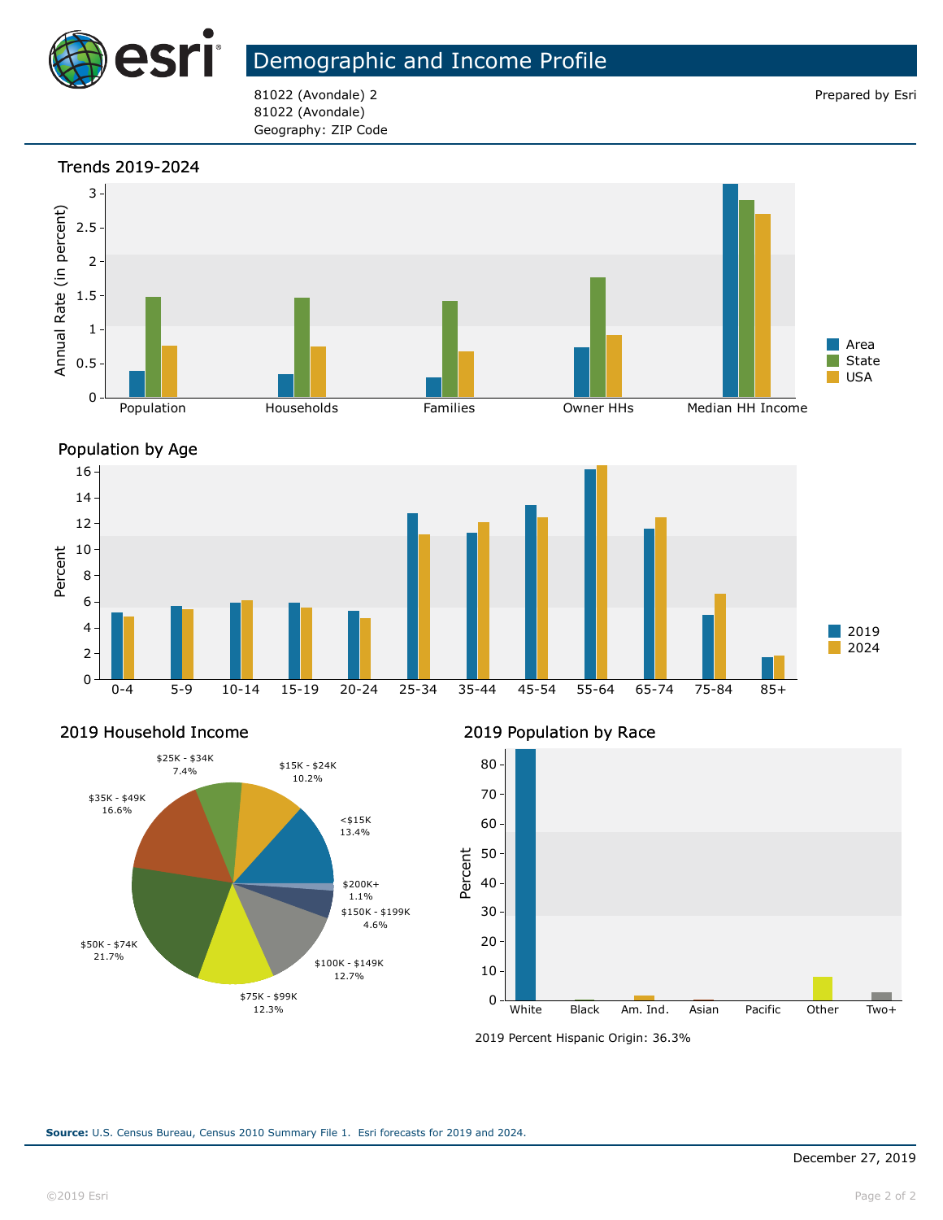# Demographic and Income Profile

81022 (Avondale) 2
81022 (Avondale)
Geography: ZIP Code

Prepared by Esri

## Trends 2019-2024

Annual Rate (in percent)

3
2.5
2
1.5
1
0.5
0

Population
Households
Families
Owner HHs
Median HH Income

Area
State
USA

## Population by Age

Percent

16
14
12
10
8
6
4
2
0

0-4
5-9
10-14
15-19
20-24
25-34
35-44
45-54
55-64
65-74
75-84
85+

2019
2024

## 2019 Household Income

$25K - $34K
7.4%

$15K - $24K
10.2%

<$15K
13.4%

$35K - $49K
16.6%

$200K+
1.1%

$150K - $199K
4.6%

$50K - $74K
21.7%

$100K - $149K
12.7%

$75K - $99K
12.3%

## 2019 Population by Race

Percent

80
70
60
50
40
30
20
10
0

White
Black
Am. Ind.
Asian
Pacific
Other
Two+

2019 Percent Hispanic Origin: 36.3%

**Source:** U.S. Census Bureau, Census 2010 Summary File 1. Esri forecasts for 2019 and 2024.

December 27, 2019

©2019 Esri